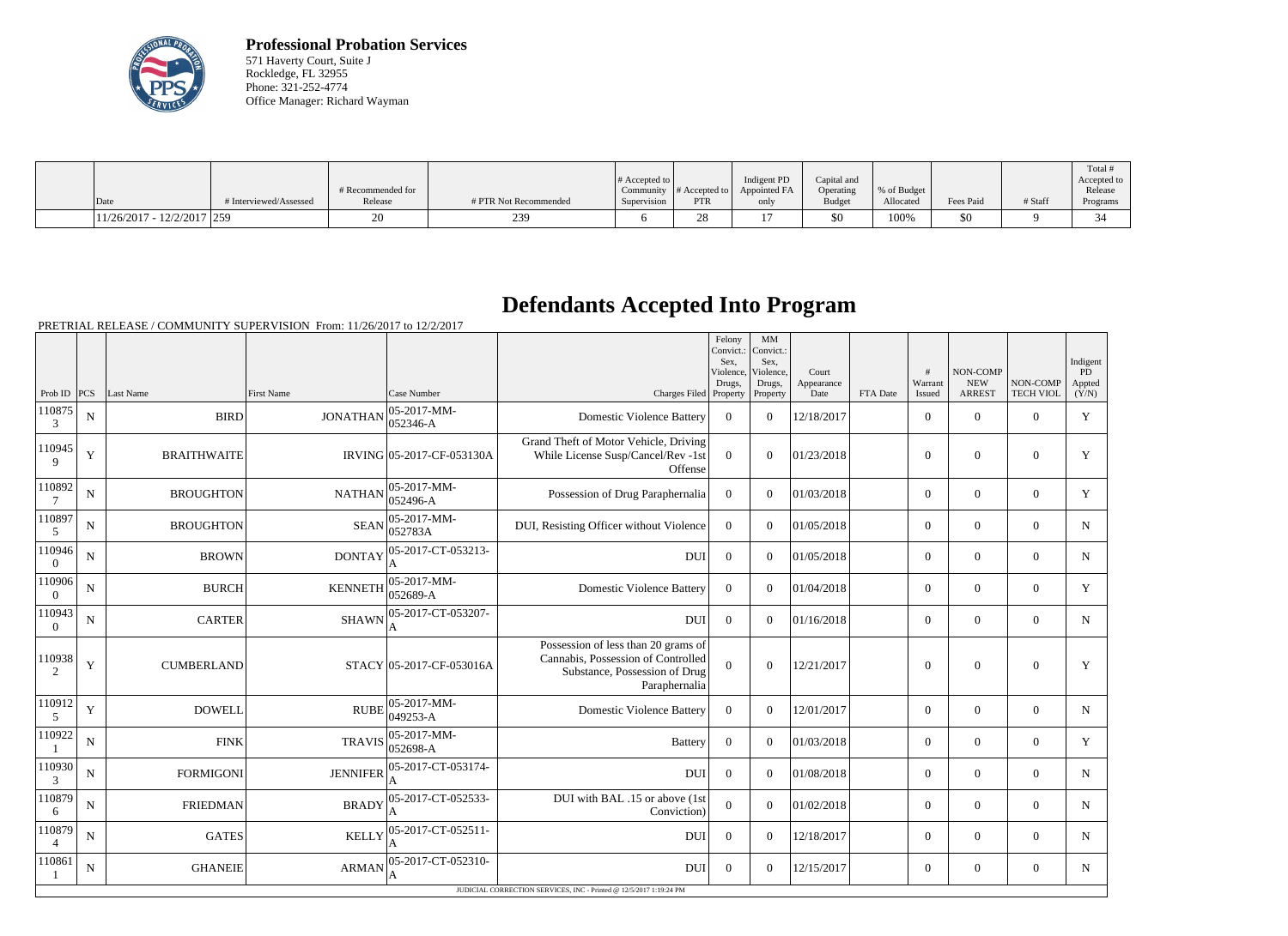**Professional Probation Services**
571 Haverty Court, Suite J
Rockledge, FL 32955
Phone: 321-252-4774
Office Manager: Richard Wayman

| Date | # Interviewed/Assessed | # Recommended for Release | # PTR Not Recommended | # Accepted to Community Supervision | # Accepted to PTR | Indigent PD Appointed FA only | Capital and Operating Budget | % of Budget Allocated | Fees Paid | # Staff | Total # Accepted to Release Programs |
|---|---|---|---|---|---|---|---|---|---|---|---|
| 11/26/2017 - 12/2/2017 | 259 | 20 | 239 | 6 | 28 | 17 | $0 | 100% | $0 | 9 | 34 |

# Defendants Accepted Into Program

PRETRIAL RELEASE / COMMUNITY SUPERVISION From: 11/26/2017 to 12/2/2017

| Prob ID | PCS | Last Name | First Name | Case Number | Charges Filed | Felony Convict.: Sex, Violence, Drugs, Property | MM Convict.: Sex, Violence, Drugs, Property | Court Appearance Date | FTA Date | # Warrant Issued | NON-COMP NEW ARREST | NON-COMP TECH VIOL | Indigent PD Appted (Y/N) |
|---|---|---|---|---|---|---|---|---|---|---|---|---|---|
| 1108753 | N | BIRD | JONATHAN | 05-2017-MM-052346-A | Domestic Violence Battery | 0 | 0 | 12/18/2017 | | 0 | 0 | 0 | Y |
| 1109459 | Y | BRAITHWAITE | IRVING | 05-2017-CF-053130A | Grand Theft of Motor Vehicle, Driving While License Susp/Cancel/Rev -1st Offense | 0 | 0 | 01/23/2018 | | 0 | 0 | 0 | Y |
| 1108927 | N | BROUGHTON | NATHAN | 05-2017-MM-052496-A | Possession of Drug Paraphernalia | 0 | 0 | 01/03/2018 | | 0 | 0 | 0 | Y |
| 1108975 | N | BROUGHTON | SEAN | 05-2017-MM-052783A | DUI, Resisting Officer without Violence | 0 | 0 | 01/05/2018 | | 0 | 0 | 0 | N |
| 1109460 | N | BROWN | DONTAY | 05-2017-CT-053213-A | DUI | 0 | 0 | 01/05/2018 | | 0 | 0 | 0 | N |
| 1109060 | N | BURCH | KENNETH | 05-2017-MM-052689-A | Domestic Violence Battery | 0 | 0 | 01/04/2018 | | 0 | 0 | 0 | Y |
| 1109430 | N | CARTER | SHAWN | 05-2017-CT-053207-A | DUI | 0 | 0 | 01/16/2018 | | 0 | 0 | 0 | N |
| 1109382 | Y | CUMBERLAND | STACY | 05-2017-CF-053016A | Possession of less than 20 grams of Cannabis, Possession of Controlled Substance, Possession of Drug Paraphernalia | 0 | 0 | 12/21/2017 | | 0 | 0 | 0 | Y |
| 1109125 | Y | DOWELL | RUBE | 05-2017-MM-049253-A | Domestic Violence Battery | 0 | 0 | 12/01/2017 | | 0 | 0 | 0 | N |
| 1109221 | N | FINK | TRAVIS | 05-2017-MM-052698-A | Battery | 0 | 0 | 01/03/2018 | | 0 | 0 | 0 | Y |
| 1109303 | N | FORMIGONI | JENNIFER | 05-2017-CT-053174-A | DUI | 0 | 0 | 01/08/2018 | | 0 | 0 | 0 | N |
| 1108796 | N | FRIEDMAN | BRADY | 05-2017-CT-052533-A | DUI with BAL .15 or above (1st Conviction) | 0 | 0 | 01/02/2018 | | 0 | 0 | 0 | N |
| 1108794 | N | GATES | KELLY | 05-2017-CT-052511-A | DUI | 0 | 0 | 12/18/2017 | | 0 | 0 | 0 | N |
| 1108611 | N | GHANEIE | ARMAN | 05-2017-CT-052310-A | DUI | 0 | 0 | 12/15/2017 | | 0 | 0 | 0 | N |

JUDICIAL CORRECTION SERVICES, INC - Printed @ 12/5/2017 1:19:24 PM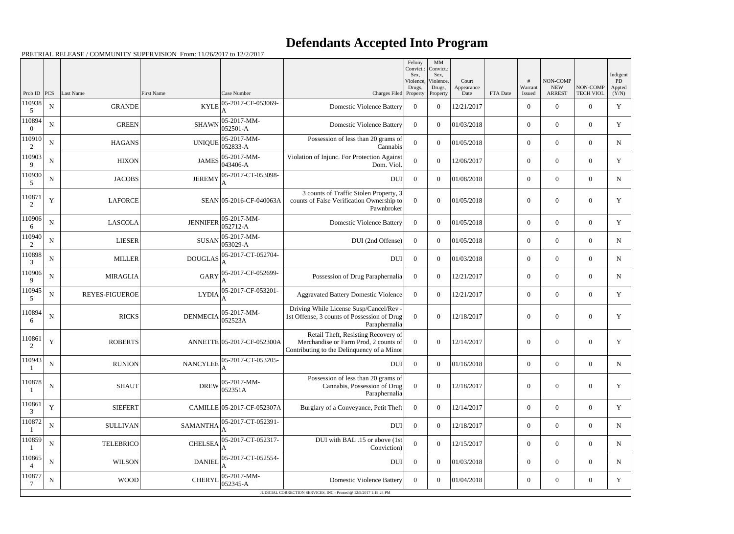# Defendants Accepted Into Program

PRETRIAL RELEASE / COMMUNITY SUPERVISION From: 11/26/2017 to 12/2/2017

| Prob ID | PCS | Last Name | First Name | Case Number | Charges Filed | Felony Convict.: Sex, Violence, Drugs, Property | MM Convict.: Sex, Violence, Drugs, Property | Court Appearance Date | FTA Date | # Warrant Issued | NON-COMP NEW ARREST | NON-COMP TECH VIOL | Indigent PD Appted (Y/N) |
|---|---|---|---|---|---|---|---|---|---|---|---|---|---|
| 1109385 | N | GRANDE | KYLE | 05-2017-CF-053069-A | Domestic Violence Battery | 0 | 0 | 12/21/2017 | | 0 | 0 | 0 | Y |
| 1108940 | N | GREEN | SHAWN | 05-2017-MM-052501-A | Domestic Violence Battery | 0 | 0 | 01/03/2018 | | 0 | 0 | 0 | Y |
| 1109102 | N | HAGANS | UNIQUE | 05-2017-MM-052833-A | Possession of less than 20 grams of Cannabis | 0 | 0 | 01/05/2018 | | 0 | 0 | 0 | N |
| 1109039 | N | HIXON | JAMES | 05-2017-MM-043406-A | Violation of Injunc. For Protection Against Dom. Viol. | 0 | 0 | 12/06/2017 | | 0 | 0 | 0 | Y |
| 1109305 | N | JACOBS | JEREMY | 05-2017-CT-053098-A | DUI | 0 | 0 | 01/08/2018 | | 0 | 0 | 0 | N |
| 1108712 | Y | LAFORCE | SEAN | 05-2016-CF-040063A | 3 counts of Traffic Stolen Property, 3 counts of False Verification Ownership to Pawnbroker | 0 | 0 | 01/05/2018 | | 0 | 0 | 0 | Y |
| 1109066 | N | LASCOLA | JENNIFER | 05-2017-MM-052712-A | Domestic Violence Battery | 0 | 0 | 01/05/2018 | | 0 | 0 | 0 | Y |
| 1109402 | N | LIESER | SUSAN | 05-2017-MM-053029-A | DUI (2nd Offense) | 0 | 0 | 01/05/2018 | | 0 | 0 | 0 | N |
| 1108983 | N | MILLER | DOUGLAS | 05-2017-CT-052704-A | DUI | 0 | 0 | 01/03/2018 | | 0 | 0 | 0 | N |
| 1109069 | N | MIRAGLIA | GARY | 05-2017-CF-052699-A | Possession of Drug Paraphernalia | 0 | 0 | 12/21/2017 | | 0 | 0 | 0 | N |
| 1109455 | N | REYES-FIGUEROE | LYDIA | 05-2017-CF-053201-A | Aggravated Battery Domestic Violence | 0 | 0 | 12/21/2017 | | 0 | 0 | 0 | Y |
| 1108946 | N | RICKS | DENMECIA | 05-2017-MM-052523A | Driving While License Susp/Cancel/Rev - 1st Offense, 3 counts of Possession of Drug Paraphernalia | 0 | 0 | 12/18/2017 | | 0 | 0 | 0 | Y |
| 1108612 | Y | ROBERTS | ANNETTE | 05-2017-CF-052300A | Retail Theft, Resisting Recovery of Merchandise or Farm Prod, 2 counts of Contributing to the Delinquency of a Minor | 0 | 0 | 12/14/2017 | | 0 | 0 | 0 | Y |
| 1109431 | N | RUNION | NANCYLEE | 05-2017-CT-053205-A | DUI | 0 | 0 | 01/16/2018 | | 0 | 0 | 0 | N |
| 1108781 | N | SHAUT | DREW | 05-2017-MM-052351A | Possession of less than 20 grams of Cannabis, Possession of Drug Paraphernalia | 0 | 0 | 12/18/2017 | | 0 | 0 | 0 | Y |
| 1108613 | Y | SIEFERT | CAMILLE | 05-2017-CF-052307A | Burglary of a Conveyance, Petit Theft | 0 | 0 | 12/14/2017 | | 0 | 0 | 0 | Y |
| 1108721 | N | SULLIVAN | SAMANTHA | 05-2017-CT-052391-A | DUI | 0 | 0 | 12/18/2017 | | 0 | 0 | 0 | N |
| 1108591 | N | TELEBRICO | CHELSEA | 05-2017-CT-052317-A | DUI with BAL .15 or above (1st Conviction) | 0 | 0 | 12/15/2017 | | 0 | 0 | 0 | N |
| 1108654 | N | WILSON | DANIEL | 05-2017-CT-052554-A | DUI | 0 | 0 | 01/03/2018 | | 0 | 0 | 0 | N |
| 1108777 | N | WOOD | CHERYL | 05-2017-MM-052345-A | Domestic Violence Battery | 0 | 0 | 01/04/2018 | | 0 | 0 | 0 | Y |

JUDICIAL CORRECTION SERVICES, INC - Printed @ 12/5/2017 1:19:24 PM